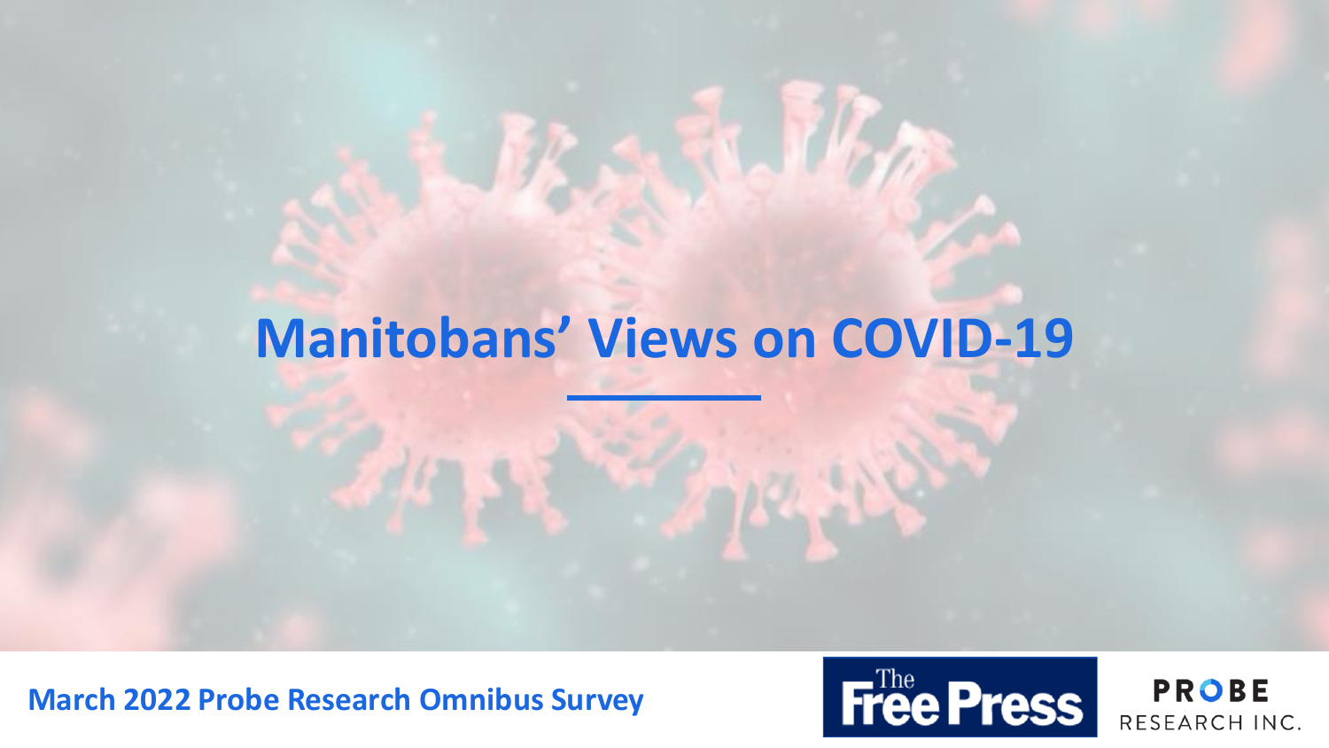# Manitobans' Views on COVID-19

March 2022 Probe Research Omnibus Survey

The Free Press

PROBE RESEARCH INC.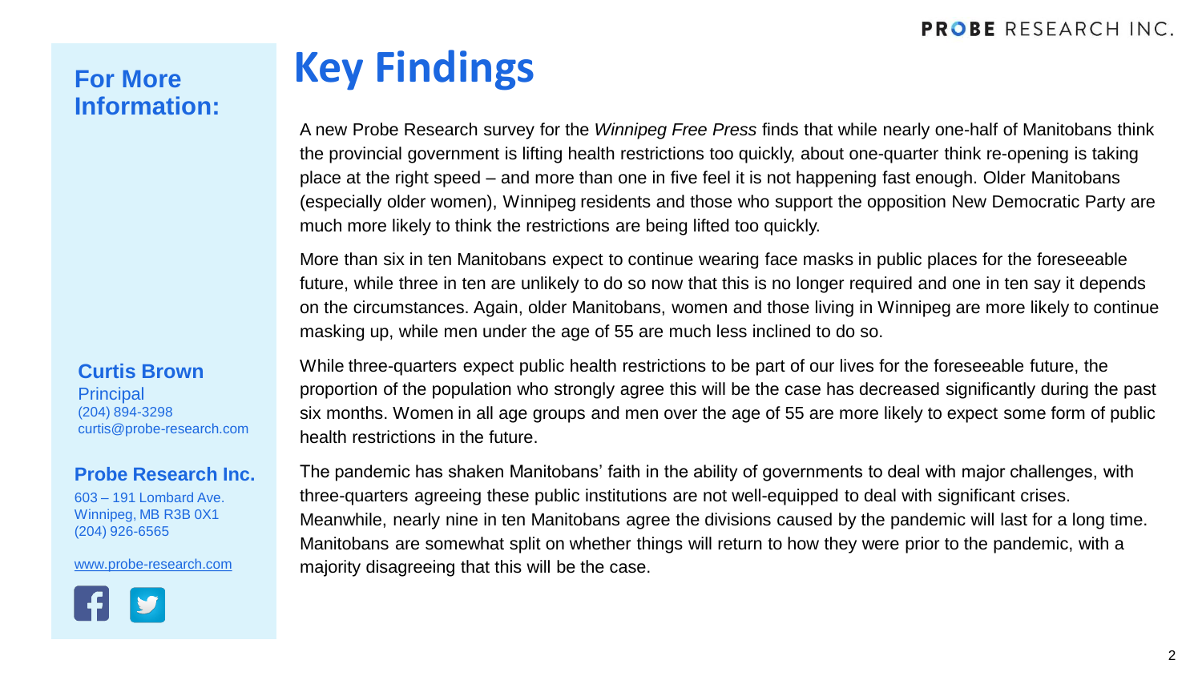# Key Findings

A new Probe Research survey for the *Winnipeg Free Press* finds that while nearly one-half of Manitobans think the provincial government is lifting health restrictions too quickly, about one-quarter think re-opening is taking place at the right speed – and more than one in five feel it is not happening fast enough. Older Manitobans (especially older women), Winnipeg residents and those who support the opposition New Democratic Party are much more likely to think the restrictions are being lifted too quickly.

More than six in ten Manitobans expect to continue wearing face masks in public places for the foreseeable future, while three in ten are unlikely to do so now that this is no longer required and one in ten say it depends on the circumstances. Again, older Manitobans, women and those living in Winnipeg are more likely to continue masking up, while men under the age of 55 are much less inclined to do so.

While three-quarters expect public health restrictions to be part of our lives for the foreseeable future, the proportion of the population who strongly agree this will be the case has decreased significantly during the past six months. Women in all age groups and men over the age of 55 are more likely to expect some form of public health restrictions in the future.

The pandemic has shaken Manitobans' faith in the ability of governments to deal with major challenges, with three-quarters agreeing these public institutions are not well-equipped to deal with significant crises. Meanwhile, nearly nine in ten Manitobans agree the divisions caused by the pandemic will last for a long time. Manitobans are somewhat split on whether things will return to how they were prior to the pandemic, with a majority disagreeing that this will be the case.

## For More Information:

**Curtis Brown**
Principal
(204) 894-3298
curtis@probe-research.com

**Probe Research Inc.**
603 – 191 Lombard Ave.
Winnipeg, MB R3B 0X1
(204) 926-6565

www.probe-research.com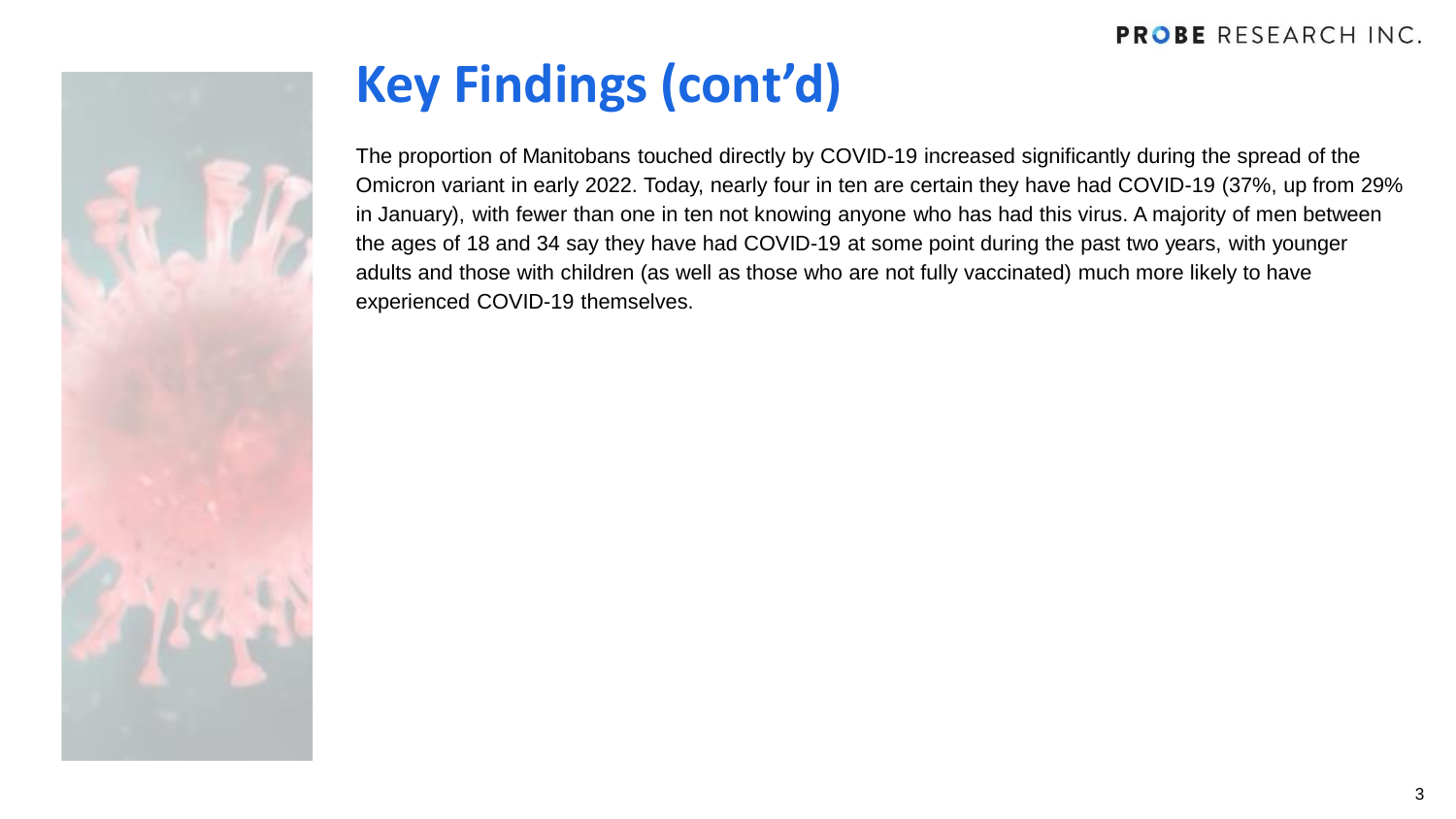# Key Findings (cont'd)

The proportion of Manitobans touched directly by COVID-19 increased significantly during the spread of the Omicron variant in early 2022. Today, nearly four in ten are certain they have had COVID-19 (37%, up from 29% in January), with fewer than one in ten not knowing anyone who has had this virus. A majority of men between the ages of 18 and 34 say they have had COVID-19 at some point during the past two years, with younger adults and those with children (as well as those who are not fully vaccinated) much more likely to have experienced COVID-19 themselves.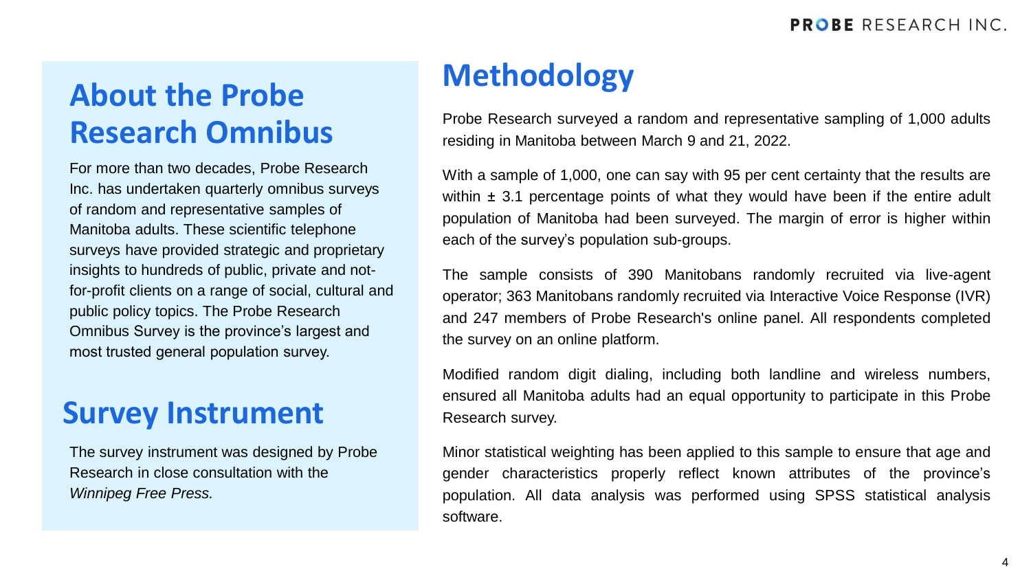## About the Probe Research Omnibus

For more than two decades, Probe Research Inc. has undertaken quarterly omnibus surveys of random and representative samples of Manitoba adults. These scientific telephone surveys have provided strategic and proprietary insights to hundreds of public, private and not-for-profit clients on a range of social, cultural and public policy topics. The Probe Research Omnibus Survey is the province's largest and most trusted general population survey.

## Survey Instrument

The survey instrument was designed by Probe Research in close consultation with the *Winnipeg Free Press.*

## Methodology

Probe Research surveyed a random and representative sampling of 1,000 adults residing in Manitoba between March 9 and 21, 2022.

With a sample of 1,000, one can say with 95 per cent certainty that the results are within ± 3.1 percentage points of what they would have been if the entire adult population of Manitoba had been surveyed. The margin of error is higher within each of the survey's population sub-groups.

The sample consists of 390 Manitobans randomly recruited via live-agent operator; 363 Manitobans randomly recruited via Interactive Voice Response (IVR) and 247 members of Probe Research's online panel. All respondents completed the survey on an online platform.

Modified random digit dialing, including both landline and wireless numbers, ensured all Manitoba adults had an equal opportunity to participate in this Probe Research survey.

Minor statistical weighting has been applied to this sample to ensure that age and gender characteristics properly reflect known attributes of the province's population. All data analysis was performed using SPSS statistical analysis software.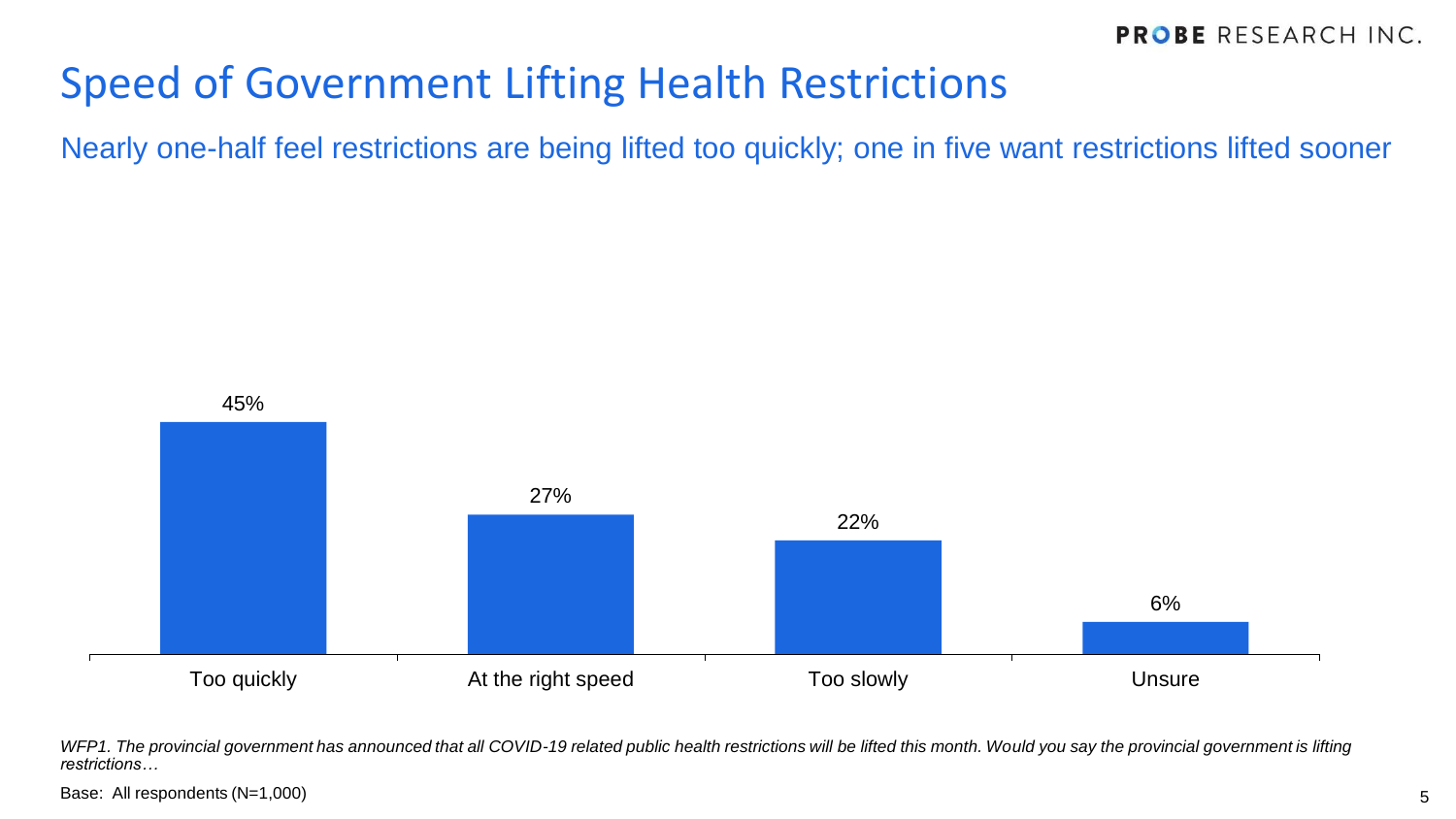# Speed of Government Lifting Health Restrictions

## Nearly one-half feel restrictions are being lifted too quickly; one in five want restrictions lifted sooner

| Too quickly | At the right speed | Too slowly | Unsure |
| --- | --- | --- | --- |
| 45% | 27% | 22% | 6% |

*WFP1. The provincial government has announced that all COVID-19 related public health restrictions will be lifted this month. Would you say the provincial government is lifting restrictions…*

Base: All respondents (N=1,000)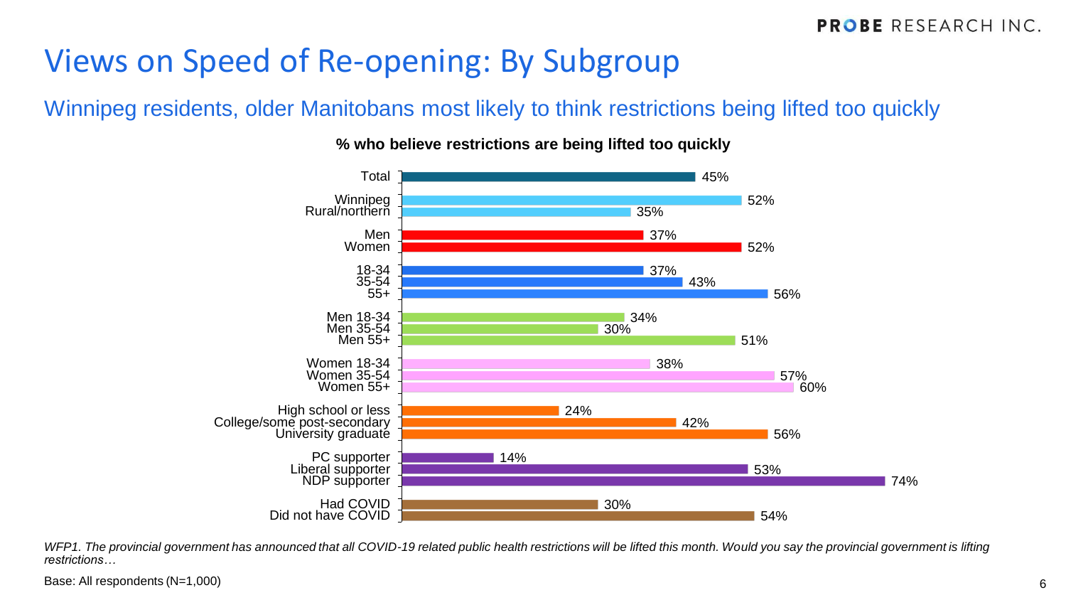# Views on Speed of Re-opening: By Subgroup

## Winnipeg residents, older Manitobans most likely to think restrictions being lifted too quickly

**% who believe restrictions are being lifted too quickly**

| Subgroup | % |
|---|---|
| Total | 45% |
| Winnipeg | 52% |
| Rural/northern | 35% |
| Men | 37% |
| Women | 52% |
| 18-34 | 37% |
| 35-54 | 43% |
| 55+ | 56% |
| Men 18-34 | 34% |
| Men 35-54 | 30% |
| Men 55+ | 51% |
| Women 18-34 | 38% |
| Women 35-54 | 57% |
| Women 55+ | 60% |
| High school or less | 24% |
| College/some post-secondary | 42% |
| University graduate | 56% |
| PC supporter | 14% |
| Liberal supporter | 53% |
| NDP supporter | 74% |
| Had COVID | 30% |
| Did not have COVID | 54% |

*WFP1. The provincial government has announced that all COVID-19 related public health restrictions will be lifted this month. Would you say the provincial government is lifting restrictions…*

Base: All respondents (N=1,000)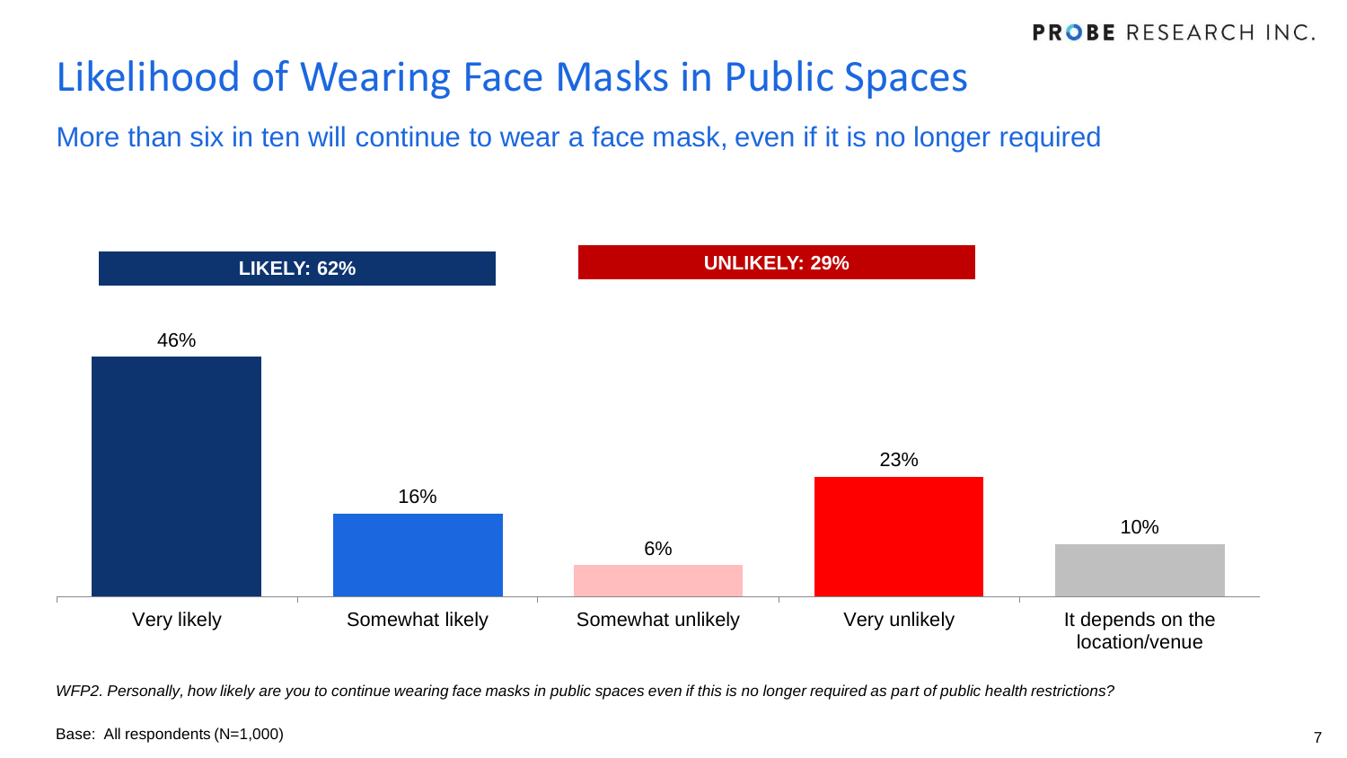# Likelihood of Wearing Face Masks in Public Spaces

More than six in ten will continue to wear a face mask, even if it is no longer required

**LIKELY: 62%**

**UNLIKELY: 29%**

| Very likely | Somewhat likely | Somewhat unlikely | Very unlikely | It depends on the location/venue |
|---|---|---|---|---|
| 46% | 16% | 6% | 23% | 10% |

*WFP2. Personally, how likely are you to continue wearing face masks in public spaces even if this is no longer required as part of public health restrictions?*

Base: All respondents (N=1,000)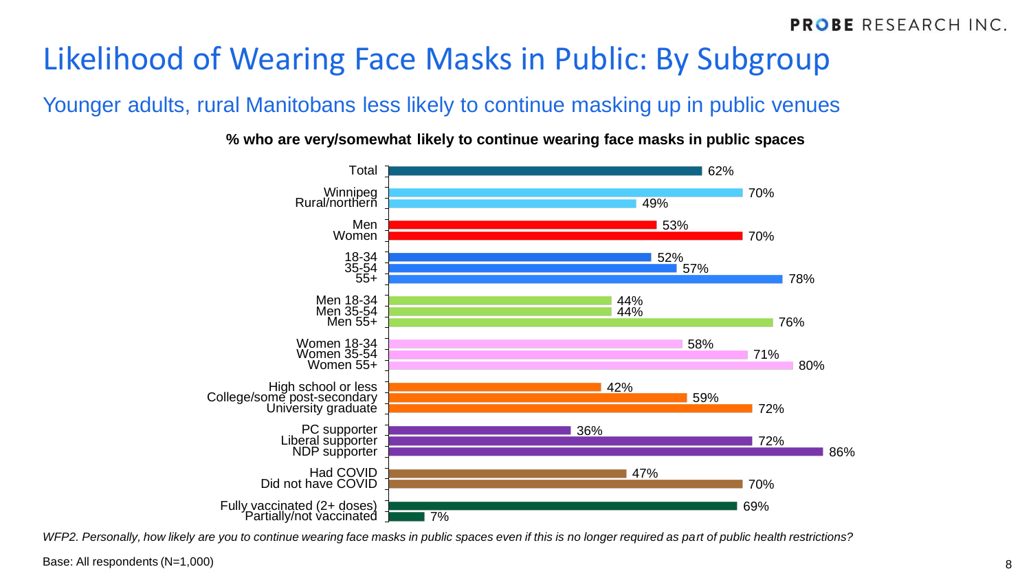# Likelihood of Wearing Face Masks in Public: By Subgroup

## Younger adults, rural Manitobans less likely to continue masking up in public venues

**% who are very/somewhat likely to continue wearing face masks in public spaces**

| Subgroup | % |
|---|---|
| Total | 62% |
| Winnipeg | 70% |
| Rural/northern | 49% |
| Men | 53% |
| Women | 70% |
| 18-34 | 52% |
| 35-54 | 57% |
| 55+ | 78% |
| Men 18-34 | 44% |
| Men 35-54 | 44% |
| Men 55+ | 76% |
| Women 18-34 | 58% |
| Women 35-54 | 71% |
| Women 55+ | 80% |
| High school or less | 42% |
| College/some post-secondary | 59% |
| University graduate | 72% |
| PC supporter | 36% |
| Liberal supporter | 72% |
| NDP supporter | 86% |
| Had COVID | 47% |
| Did not have COVID | 70% |
| Fully vaccinated (2+ doses) | 69% |
| Partially/not vaccinated | 7% |

*WFP2. Personally, how likely are you to continue wearing face masks in public spaces even if this is no longer required as part of public health restrictions?*

Base: All respondents (N=1,000)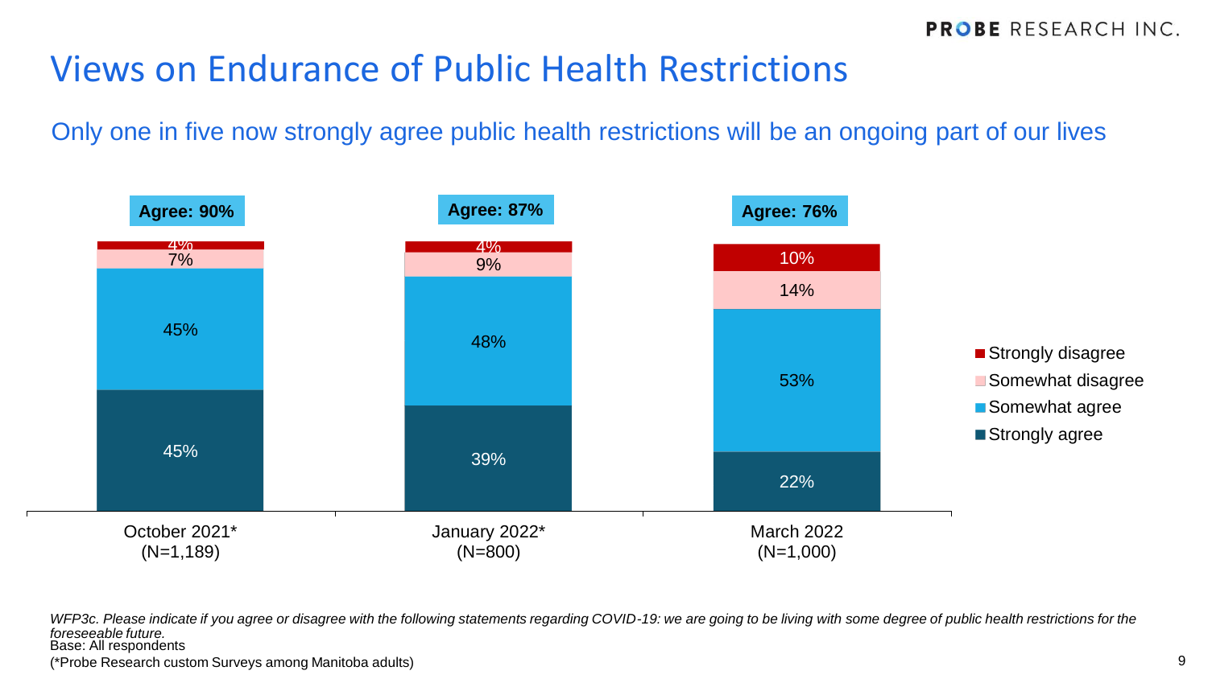# Views on Endurance of Public Health Restrictions

## Only one in five now strongly agree public health restrictions will be an ongoing part of our lives

| | October 2021* (N=1,189) | January 2022* (N=800) | March 2022 (N=1,000) |
|---|---|---|---|
| Agree | 90% | 87% | 76% |
| Strongly disagree | 4% | 4% | 10% |
| Somewhat disagree | 7% | 9% | 14% |
| Somewhat agree | 45% | 48% | 53% |
| Strongly agree | 45% | 39% | 22% |

*WFP3c. Please indicate if you agree or disagree with the following statements regarding COVID-19: we are going to be living with some degree of public health restrictions for the foreseeable future.*
Base: All respondents
(*Probe Research custom Surveys among Manitoba adults)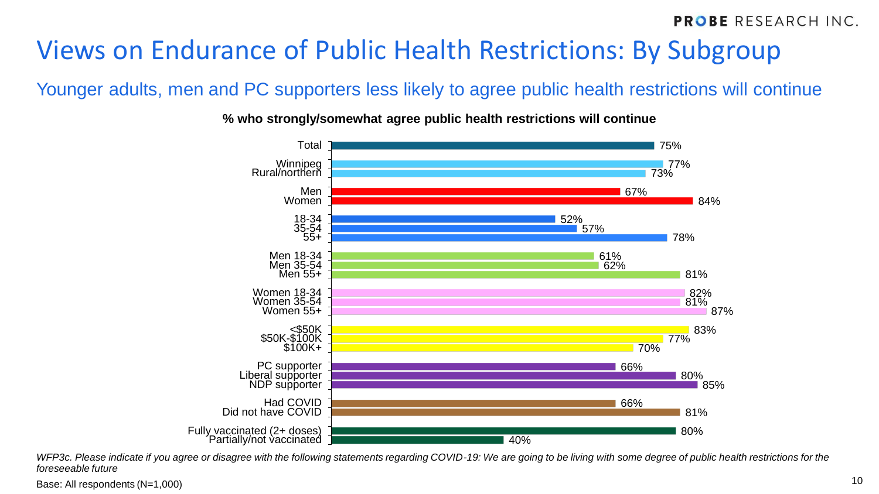# Views on Endurance of Public Health Restrictions: By Subgroup

## Younger adults, men and PC supporters less likely to agree public health restrictions will continue

**% who strongly/somewhat agree public health restrictions will continue**

| Subgroup | % |
| --- | --- |
| Total | 75% |
| Winnipeg | 77% |
| Rural/northern | 73% |
| Men | 67% |
| Women | 84% |
| 18-34 | 52% |
| 35-54 | 57% |
| 55+ | 78% |
| Men 18-34 | 61% |
| Men 35-54 | 62% |
| Men 55+ | 81% |
| Women 18-34 | 82% |
| Women 35-54 | 81% |
| Women 55+ | 87% |
| <$50K | 83% |
| $50K-$100K | 77% |
| $100K+ | 70% |
| PC supporter | 66% |
| Liberal supporter | 80% |
| NDP supporter | 85% |
| Had COVID | 66% |
| Did not have COVID | 81% |
| Fully vaccinated (2+ doses) | 80% |
| Partially/not vaccinated | 40% |

*WFP3c. Please indicate if you agree or disagree with the following statements regarding COVID-19: We are going to be living with some degree of public health restrictions for the foreseeable future*

Base: All respondents (N=1,000)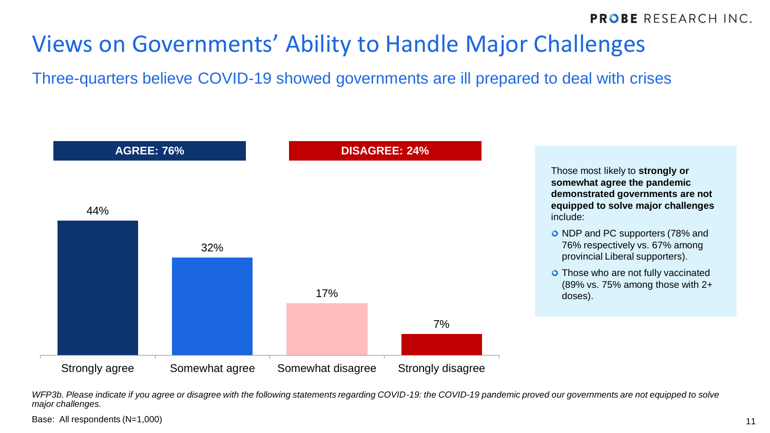# Views on Governments' Ability to Handle Major Challenges

## Three-quarters believe COVID-19 showed governments are ill prepared to deal with crises

**AGREE: 76%** | **DISAGREE: 24%**

| Strongly agree | Somewhat agree | Somewhat disagree | Strongly disagree |
|---|---|---|---|
| 44% | 32% | 17% | 7% |

Those most likely to **strongly or somewhat agree the pandemic demonstrated governments are not equipped to solve major challenges** include:

- NDP and PC supporters (78% and 76% respectively vs. 67% among provincial Liberal supporters).
- Those who are not fully vaccinated (89% vs. 75% among those with 2+ doses).

*WFP3b. Please indicate if you agree or disagree with the following statements regarding COVID-19: the COVID-19 pandemic proved our governments are not equipped to solve major challenges.*

Base: All respondents (N=1,000)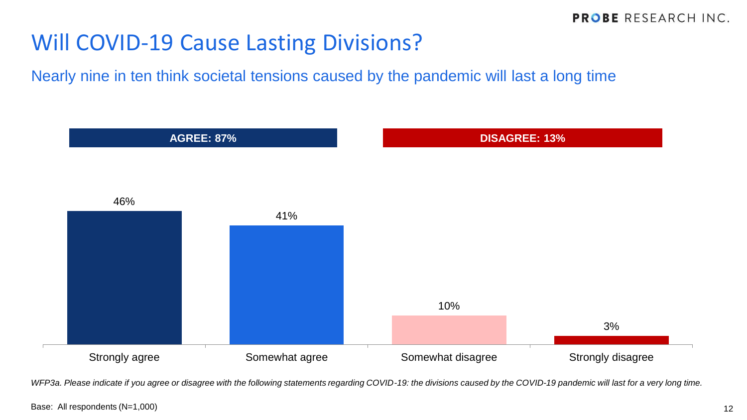# Will COVID-19 Cause Lasting Divisions?

## Nearly nine in ten think societal tensions caused by the pandemic will last a long time

| **AGREE: 87%** | | **DISAGREE: 13%** | |
|---|---|---|---|
| Strongly agree | Somewhat agree | Somewhat disagree | Strongly disagree |
| 46% | 41% | 10% | 3% |

*WFP3a. Please indicate if you agree or disagree with the following statements regarding COVID-19: the divisions caused by the COVID-19 pandemic will last for a very long time.*

Base: All respondents (N=1,000)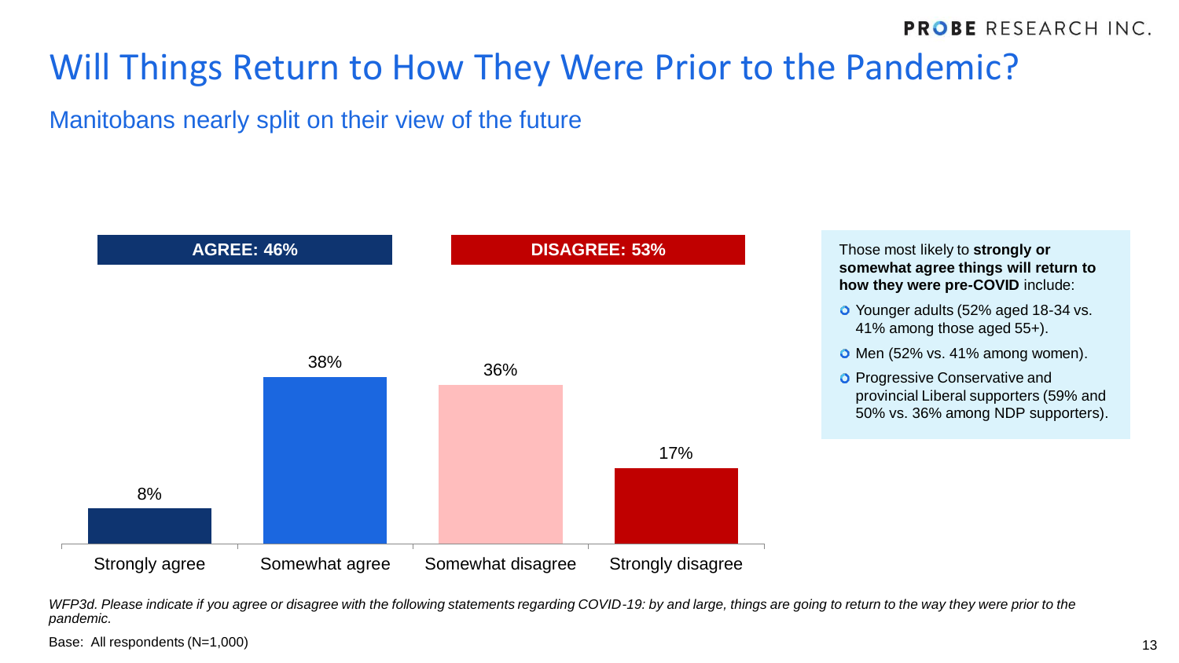# Will Things Return to How They Were Prior to the Pandemic?

## Manitobans nearly split on their view of the future

| | Strongly agree | Somewhat agree | Somewhat disagree | Strongly disagree |
|---|---|---|---|---|
| | 8% | 38% | 36% | 17% |

**AGREE: 46%** | **DISAGREE: 53%**

Those most likely to **strongly or somewhat agree things will return to how they were pre-COVID** include:

- Younger adults (52% aged 18-34 vs. 41% among those aged 55+).
- Men (52% vs. 41% among women).
- Progressive Conservative and provincial Liberal supporters (59% and 50% vs. 36% among NDP supporters).

*WFP3d. Please indicate if you agree or disagree with the following statements regarding COVID-19: by and large, things are going to return to the way they were prior to the pandemic.*

Base: All respondents (N=1,000)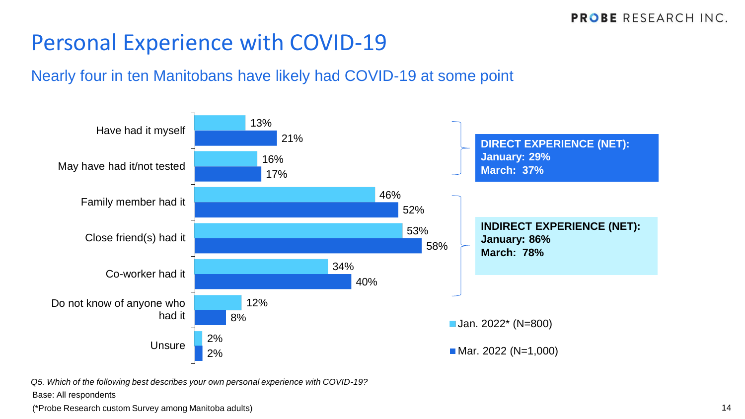# Personal Experience with COVID-19

## Nearly four in ten Manitobans have likely had COVID-19 at some point

| | Jan. 2022* (N=800) | Mar. 2022 (N=1,000) |
|---|---|---|
| Have had it myself | 13% | 21% |
| May have had it/not tested | 16% | 17% |
| Family member had it | 46% | 52% |
| Close friend(s) had it | 53% | 58% |
| Co-worker had it | 34% | 40% |
| Do not know of anyone who had it | 12% | 8% |
| Unsure | 2% | 2% |

**DIRECT EXPERIENCE (NET):**
**January: 29%**
**March: 37%**

**INDIRECT EXPERIENCE (NET):**
**January: 86%**
**March: 78%**

*Q5. Which of the following best describes your own personal experience with COVID-19?*

Base: All respondents

(*Probe Research custom Survey among Manitoba adults)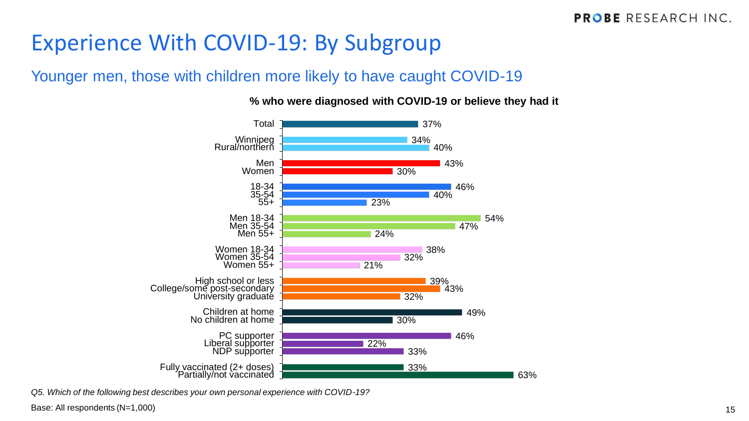# Experience With COVID-19: By Subgroup

## Younger men, those with children more likely to have caught COVID-19

**% who were diagnosed with COVID-19 or believe they had it**

Total 37%

Winnipeg 34%
Rural/northern 40%

Men 43%
Women 30%

18-34 46%
35-54 40%
55+ 23%

Men 18-34 54%
Men 35-54 47%
Men 55+ 24%

Women 18-34 38%
Women 35-54 32%
Women 55+ 21%

High school or less 39%
College/some post-secondary 43%
University graduate 32%

Children at home 49%
No children at home 30%

PC supporter 46%
Liberal supporter 22%
NDP supporter 33%

Fully vaccinated (2+ doses) 33%
Partially/not vaccinated 63%

*Q5. Which of the following best describes your own personal experience with COVID-19?*

Base: All respondents (N=1,000)